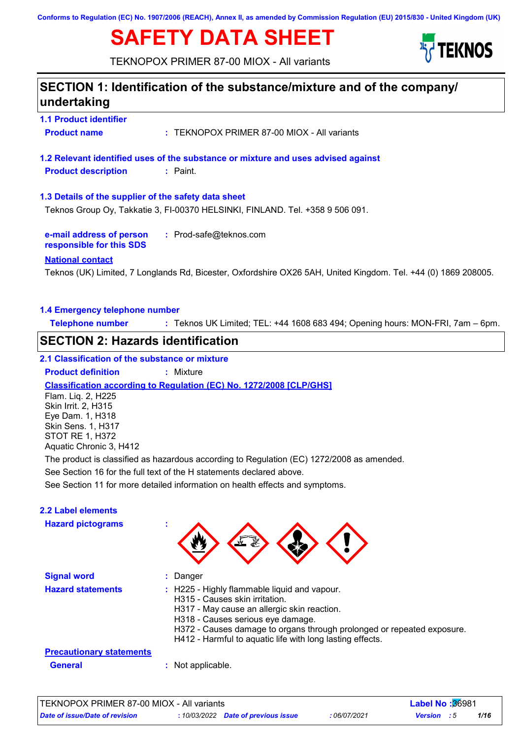Conforms to Regulation (EC) No. 1907/2006 (REACH), Annex II, as amended by Commission Regulation (EU) 2015/830 - United Kingdom (UK)

# SAFETY DATA SHEET

TEKNOPOX PRIMER 87-00 MIOX - All variants

## SECTION 1: Identification of the substance/mixture and of the company/ undertaking

### 1.1 Product identifier

**Product name** : TEKNOPOX PRIMER 87-00 MIOX - All variants

### 1.2 Relevant identified uses of the substance or mixture and uses advised against

**Product description** : Paint.

### 1.3 Details of the supplier of the safety data sheet

Teknos Group Oy, Takkatie 3, FI-00370 HELSINKI, FINLAND. Tel. +358 9 506 091.

**e-mail address of person responsible for this SDS** : Prod-safe@teknos.com

**National contact**

Teknos (UK) Limited, 7 Longlands Rd, Bicester, Oxfordshire OX26 5AH, United Kingdom. Tel. +44 (0) 1869 208005.

### 1.4 Emergency telephone number

**Telephone number** : Teknos UK Limited; TEL: +44 1608 683 494; Opening hours: MON-FRI, 7am – 6pm.

## SECTION 2: Hazards identification

### 2.1 Classification of the substance or mixture

**Product definition** : Mixture

**Classification according to Regulation (EC) No. 1272/2008 [CLP/GHS]**

Flam. Liq. 2, H225
Skin Irrit. 2, H315
Eye Dam. 1, H318
Skin Sens. 1, H317
STOT RE 1, H372
Aquatic Chronic 3, H412

The product is classified as hazardous according to Regulation (EC) 1272/2008 as amended.

See Section 16 for the full text of the H statements declared above.

See Section 11 for more detailed information on health effects and symptoms.

### 2.2 Label elements

**Hazard pictograms** :

**Signal word** : Danger

**Hazard statements** :
H225 - Highly flammable liquid and vapour.
H315 - Causes skin irritation.
H317 - May cause an allergic skin reaction.
H318 - Causes serious eye damage.
H372 - Causes damage to organs through prolonged or repeated exposure.
H412 - Harmful to aquatic life with long lasting effects.

**Precautionary statements**

**General** : Not applicable.

TEKNOPOX PRIMER 87-00 MIOX - All variants | Label No : 36981

*Date of issue/Date of revision* : 10/03/2022 *Date of previous issue* : 06/07/2021 *Version* : 5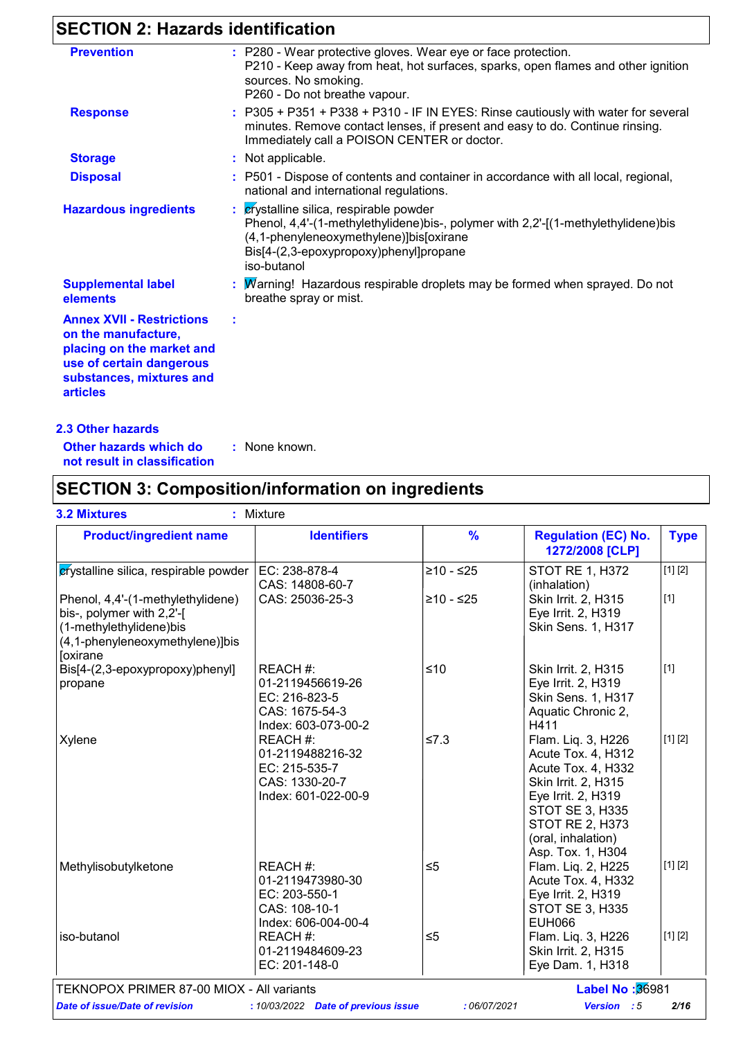## SECTION 2: Hazards identification

**Prevention** : P280 - Wear protective gloves. Wear eye or face protection.
P210 - Keep away from heat, hot surfaces, sparks, open flames and other ignition sources. No smoking.
P260 - Do not breathe vapour.

**Response** : P305 + P351 + P338 + P310 - IF IN EYES: Rinse cautiously with water for several minutes. Remove contact lenses, if present and easy to do. Continue rinsing. Immediately call a POISON CENTER or doctor.

**Storage** : Not applicable.

**Disposal** : P501 - Dispose of contents and container in accordance with all local, regional, national and international regulations.

**Hazardous ingredients** : crystalline silica, respirable powder
Phenol, 4,4'-(1-methylethylidene)bis-, polymer with 2,2'-[(1-methylethylidene)bis(4,1-phenyleneoxymethylene)]bis[oxirane
Bis[4-(2,3-epoxypropoxy)phenyl]propane
iso-butanol

**Supplemental label elements** : Warning! Hazardous respirable droplets may be formed when sprayed. Do not breathe spray or mist.

**Annex XVII - Restrictions on the manufacture, placing on the market and use of certain dangerous substances, mixtures and articles** :

### 2.3 Other hazards

**Other hazards which do not result in classification** : None known.

## SECTION 3: Composition/information on ingredients

**3.2 Mixtures** : Mixture

| Product/ingredient name | Identifiers | % | Regulation (EC) No. 1272/2008 [CLP] | Type |
|---|---|---|---|---|
| crystalline silica, respirable powder | EC: 238-878-4<br>CAS: 14808-60-7 | ≥10 - ≤25 | STOT RE 1, H372 (inhalation) | [1] [2] |
| Phenol, 4,4'-(1-methylethylidene) bis-, polymer with 2,2'-[(1-methylethylidene)bis (4,1-phenyleneoxymethylene)]bis [oxirane | CAS: 25036-25-3 | ≥10 - ≤25 | Skin Irrit. 2, H315<br>Eye Irrit. 2, H319<br>Skin Sens. 1, H317 | [1] |
| Bis[4-(2,3-epoxypropoxy)phenyl] propane | REACH #: 01-2119456619-26<br>EC: 216-823-5<br>CAS: 1675-54-3<br>Index: 603-073-00-2 | ≤10 | Skin Irrit. 2, H315<br>Eye Irrit. 2, H319<br>Skin Sens. 1, H317<br>Aquatic Chronic 2, H411 | [1] |
| Xylene | REACH #: 01-2119488216-32<br>EC: 215-535-7<br>CAS: 1330-20-7<br>Index: 601-022-00-9 | ≤7.3 | Flam. Liq. 3, H226<br>Acute Tox. 4, H312<br>Acute Tox. 4, H332<br>Skin Irrit. 2, H315<br>Eye Irrit. 2, H319<br>STOT SE 3, H335<br>STOT RE 2, H373 (oral, inhalation)<br>Asp. Tox. 1, H304 | [1] [2] |
| Methylisobutylketone | REACH #: 01-2119473980-30<br>EC: 203-550-1<br>CAS: 108-10-1<br>Index: 606-004-00-4 | ≤5 | Flam. Liq. 2, H225<br>Acute Tox. 4, H332<br>Eye Irrit. 2, H319<br>STOT SE 3, H335<br>EUH066 | [1] [2] |
| iso-butanol | REACH #: 01-2119484609-23<br>EC: 201-148-0 | ≤5 | Flam. Liq. 3, H226<br>Skin Irrit. 2, H315<br>Eye Dam. 1, H318 | [1] [2] |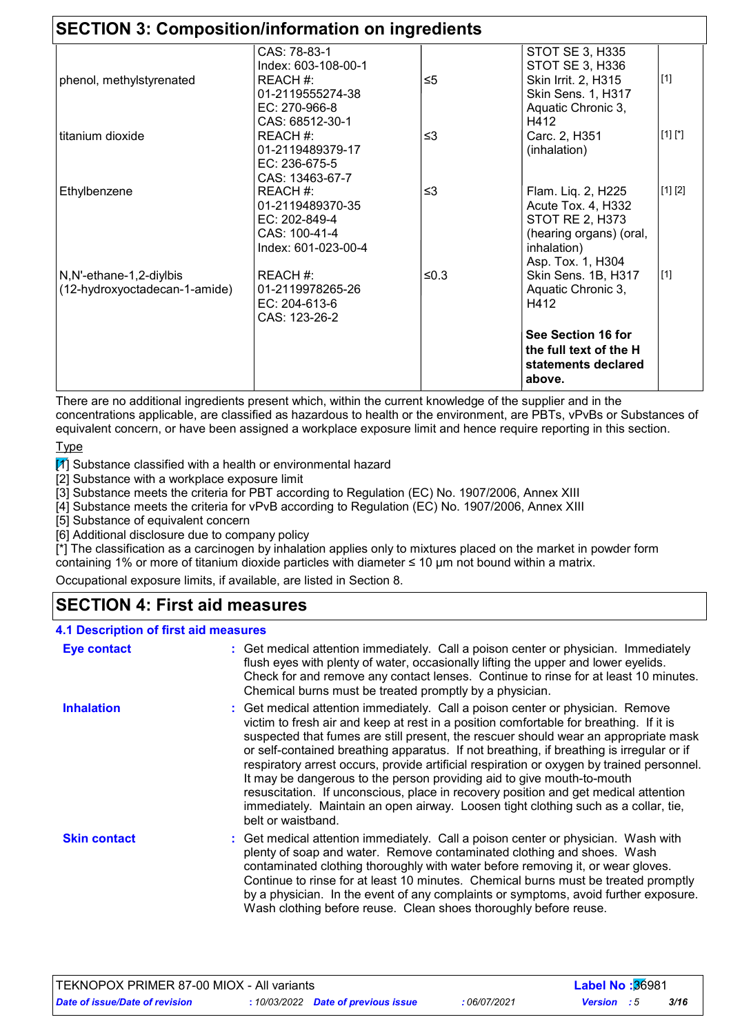## SECTION 3: Composition/information on ingredients

| | | | | |
|---|---|---|---|---|
| | CAS: 78-83-1<br>Index: 603-108-00-1 | | STOT SE 3, H335<br>STOT SE 3, H336 | |
| phenol, methylstyrenated | REACH #:<br>01-2119555274-38<br>EC: 270-966-8<br>CAS: 68512-30-1 | ≤5 | Skin Irrit. 2, H315<br>Skin Sens. 1, H317<br>Aquatic Chronic 3,<br>H412 | [1] |
| titanium dioxide | REACH #:<br>01-2119489379-17<br>EC: 236-675-5<br>CAS: 13463-67-7 | ≤3 | Carc. 2, H351<br>(inhalation) | [1] [*] |
| Ethylbenzene | REACH #:<br>01-2119489370-35<br>EC: 202-849-4<br>CAS: 100-41-4<br>Index: 601-023-00-4 | ≤3 | Flam. Liq. 2, H225<br>Acute Tox. 4, H332<br>STOT RE 2, H373<br>(hearing organs) (oral,<br>inhalation)<br>Asp. Tox. 1, H304 | [1] [2] |
| N,N'-ethane-1,2-diylbis<br>(12-hydroxyoctadecan-1-amide) | REACH #:<br>01-2119978265-26<br>EC: 204-613-6<br>CAS: 123-26-2 | ≤0.3 | Skin Sens. 1B, H317<br>Aquatic Chronic 3,<br>H412 | [1] |
| | | | **See Section 16 for the full text of the H statements declared above.** | |

There are no additional ingredients present which, within the current knowledge of the supplier and in the concentrations applicable, are classified as hazardous to health or the environment, are PBTs, vPvBs or Substances of equivalent concern, or have been assigned a workplace exposure limit and hence require reporting in this section.

Type

[1] Substance classified with a health or environmental hazard
[2] Substance with a workplace exposure limit
[3] Substance meets the criteria for PBT according to Regulation (EC) No. 1907/2006, Annex XIII
[4] Substance meets the criteria for vPvB according to Regulation (EC) No. 1907/2006, Annex XIII
[5] Substance of equivalent concern
[6] Additional disclosure due to company policy
[*] The classification as a carcinogen by inhalation applies only to mixtures placed on the market in powder form containing 1% or more of titanium dioxide particles with diameter ≤ 10 μm not bound within a matrix.

Occupational exposure limits, if available, are listed in Section 8.

## SECTION 4: First aid measures

### 4.1 Description of first aid measures

**Eye contact** : Get medical attention immediately. Call a poison center or physician. Immediately flush eyes with plenty of water, occasionally lifting the upper and lower eyelids. Check for and remove any contact lenses. Continue to rinse for at least 10 minutes. Chemical burns must be treated promptly by a physician.

**Inhalation** : Get medical attention immediately. Call a poison center or physician. Remove victim to fresh air and keep at rest in a position comfortable for breathing. If it is suspected that fumes are still present, the rescuer should wear an appropriate mask or self-contained breathing apparatus. If not breathing, if breathing is irregular or if respiratory arrest occurs, provide artificial respiration or oxygen by trained personnel. It may be dangerous to the person providing aid to give mouth-to-mouth resuscitation. If unconscious, place in recovery position and get medical attention immediately. Maintain an open airway. Loosen tight clothing such as a collar, tie, belt or waistband.

**Skin contact** : Get medical attention immediately. Call a poison center or physician. Wash with plenty of soap and water. Remove contaminated clothing and shoes. Wash contaminated clothing thoroughly with water before removing it, or wear gloves. Continue to rinse for at least 10 minutes. Chemical burns must be treated promptly by a physician. In the event of any complaints or symptoms, avoid further exposure. Wash clothing before reuse. Clean shoes thoroughly before reuse.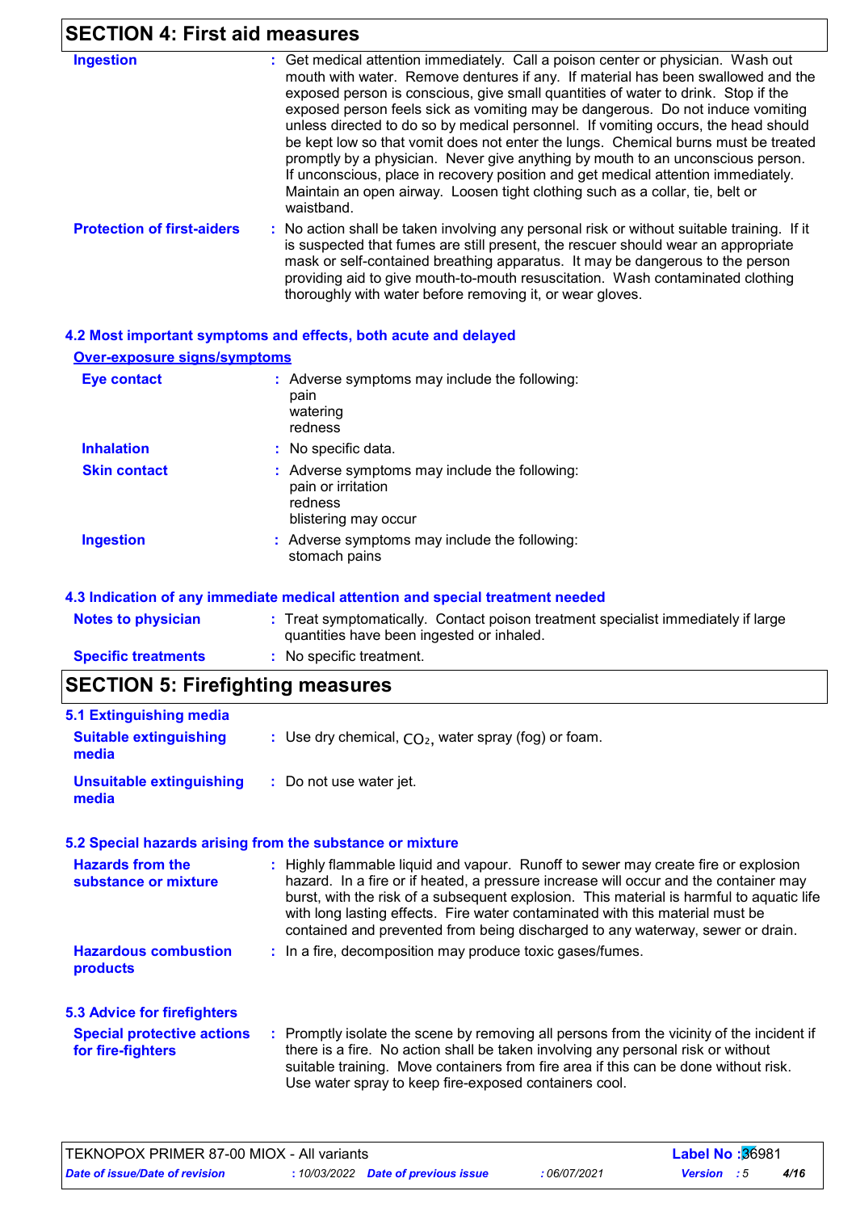## SECTION 4: First aid measures

**Ingestion** : Get medical attention immediately. Call a poison center or physician. Wash out mouth with water. Remove dentures if any. If material has been swallowed and the exposed person is conscious, give small quantities of water to drink. Stop if the exposed person feels sick as vomiting may be dangerous. Do not induce vomiting unless directed to do so by medical personnel. If vomiting occurs, the head should be kept low so that vomit does not enter the lungs. Chemical burns must be treated promptly by a physician. Never give anything by mouth to an unconscious person. If unconscious, place in recovery position and get medical attention immediately. Maintain an open airway. Loosen tight clothing such as a collar, tie, belt or waistband.

**Protection of first-aiders** : No action shall be taken involving any personal risk or without suitable training. If it is suspected that fumes are still present, the rescuer should wear an appropriate mask or self-contained breathing apparatus. It may be dangerous to the person providing aid to give mouth-to-mouth resuscitation. Wash contaminated clothing thoroughly with water before removing it, or wear gloves.

### 4.2 Most important symptoms and effects, both acute and delayed

**Over-exposure signs/symptoms**

**Eye contact** : Adverse symptoms may include the following:
pain
watering
redness

**Inhalation** : No specific data.

**Skin contact** : Adverse symptoms may include the following:
pain or irritation
redness
blistering may occur

**Ingestion** : Adverse symptoms may include the following:
stomach pains

### 4.3 Indication of any immediate medical attention and special treatment needed

**Notes to physician** : Treat symptomatically. Contact poison treatment specialist immediately if large quantities have been ingested or inhaled.

**Specific treatments** : No specific treatment.

## SECTION 5: Firefighting measures

### 5.1 Extinguishing media

**Suitable extinguishing media** : Use dry chemical, $CO_2$, water spray (fog) or foam.

**Unsuitable extinguishing media** : Do not use water jet.

### 5.2 Special hazards arising from the substance or mixture

**Hazards from the substance or mixture** : Highly flammable liquid and vapour. Runoff to sewer may create fire or explosion hazard. In a fire or if heated, a pressure increase will occur and the container may burst, with the risk of a subsequent explosion. This material is harmful to aquatic life with long lasting effects. Fire water contaminated with this material must be contained and prevented from being discharged to any waterway, sewer or drain.

**Hazardous combustion products** : In a fire, decomposition may produce toxic gases/fumes.

### 5.3 Advice for firefighters

**Special protective actions for fire-fighters** : Promptly isolate the scene by removing all persons from the vicinity of the incident if there is a fire. No action shall be taken involving any personal risk or without suitable training. Move containers from fire area if this can be done without risk. Use water spray to keep fire-exposed containers cool.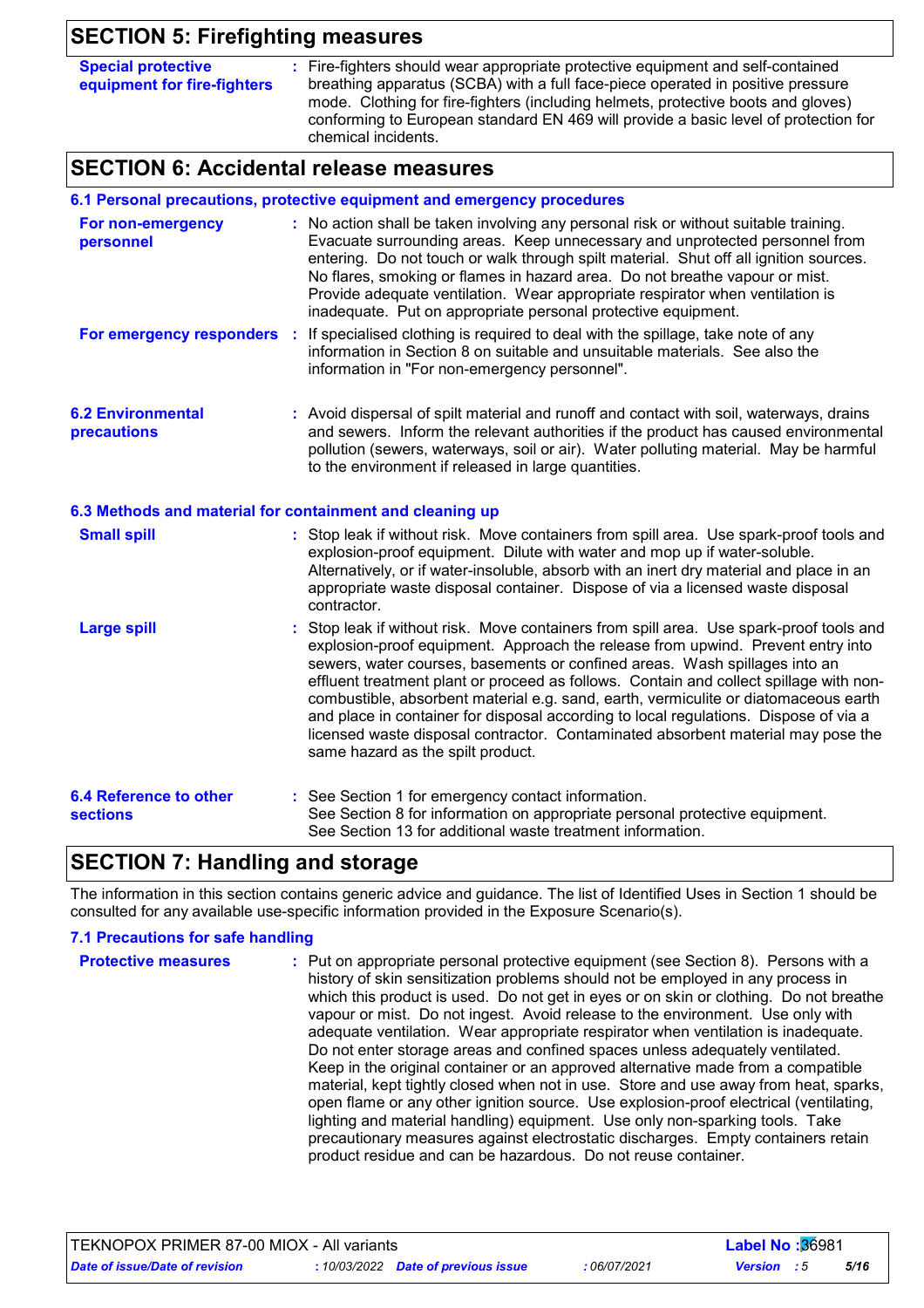## SECTION 5: Firefighting measures

**Special protective equipment for fire-fighters** : Fire-fighters should wear appropriate protective equipment and self-contained breathing apparatus (SCBA) with a full face-piece operated in positive pressure mode. Clothing for fire-fighters (including helmets, protective boots and gloves) conforming to European standard EN 469 will provide a basic level of protection for chemical incidents.

## SECTION 6: Accidental release measures

### 6.1 Personal precautions, protective equipment and emergency procedures

**For non-emergency personnel** : No action shall be taken involving any personal risk or without suitable training. Evacuate surrounding areas. Keep unnecessary and unprotected personnel from entering. Do not touch or walk through spilt material. Shut off all ignition sources. No flares, smoking or flames in hazard area. Do not breathe vapour or mist. Provide adequate ventilation. Wear appropriate respirator when ventilation is inadequate. Put on appropriate personal protective equipment.

**For emergency responders** : If specialised clothing is required to deal with the spillage, take note of any information in Section 8 on suitable and unsuitable materials. See also the information in "For non-emergency personnel".

### 6.2 Environmental precautions

: Avoid dispersal of spilt material and runoff and contact with soil, waterways, drains and sewers. Inform the relevant authorities if the product has caused environmental pollution (sewers, waterways, soil or air). Water polluting material. May be harmful to the environment if released in large quantities.

### 6.3 Methods and material for containment and cleaning up

**Small spill** : Stop leak if without risk. Move containers from spill area. Use spark-proof tools and explosion-proof equipment. Dilute with water and mop up if water-soluble. Alternatively, or if water-insoluble, absorb with an inert dry material and place in an appropriate waste disposal container. Dispose of via a licensed waste disposal contractor.

**Large spill** : Stop leak if without risk. Move containers from spill area. Use spark-proof tools and explosion-proof equipment. Approach the release from upwind. Prevent entry into sewers, water courses, basements or confined areas. Wash spillages into an effluent treatment plant or proceed as follows. Contain and collect spillage with non-combustible, absorbent material e.g. sand, earth, vermiculite or diatomaceous earth and place in container for disposal according to local regulations. Dispose of via a licensed waste disposal contractor. Contaminated absorbent material may pose the same hazard as the spilt product.

### 6.4 Reference to other sections

: See Section 1 for emergency contact information.
See Section 8 for information on appropriate personal protective equipment.
See Section 13 for additional waste treatment information.

## SECTION 7: Handling and storage

The information in this section contains generic advice and guidance. The list of Identified Uses in Section 1 should be consulted for any available use-specific information provided in the Exposure Scenario(s).

### 7.1 Precautions for safe handling

**Protective measures** : Put on appropriate personal protective equipment (see Section 8). Persons with a history of skin sensitization problems should not be employed in any process in which this product is used. Do not get in eyes or on skin or clothing. Do not breathe vapour or mist. Do not ingest. Avoid release to the environment. Use only with adequate ventilation. Wear appropriate respirator when ventilation is inadequate. Do not enter storage areas and confined spaces unless adequately ventilated. Keep in the original container or an approved alternative made from a compatible material, kept tightly closed when not in use. Store and use away from heat, sparks, open flame or any other ignition source. Use explosion-proof electrical (ventilating, lighting and material handling) equipment. Use only non-sparking tools. Take precautionary measures against electrostatic discharges. Empty containers retain product residue and can be hazardous. Do not reuse container.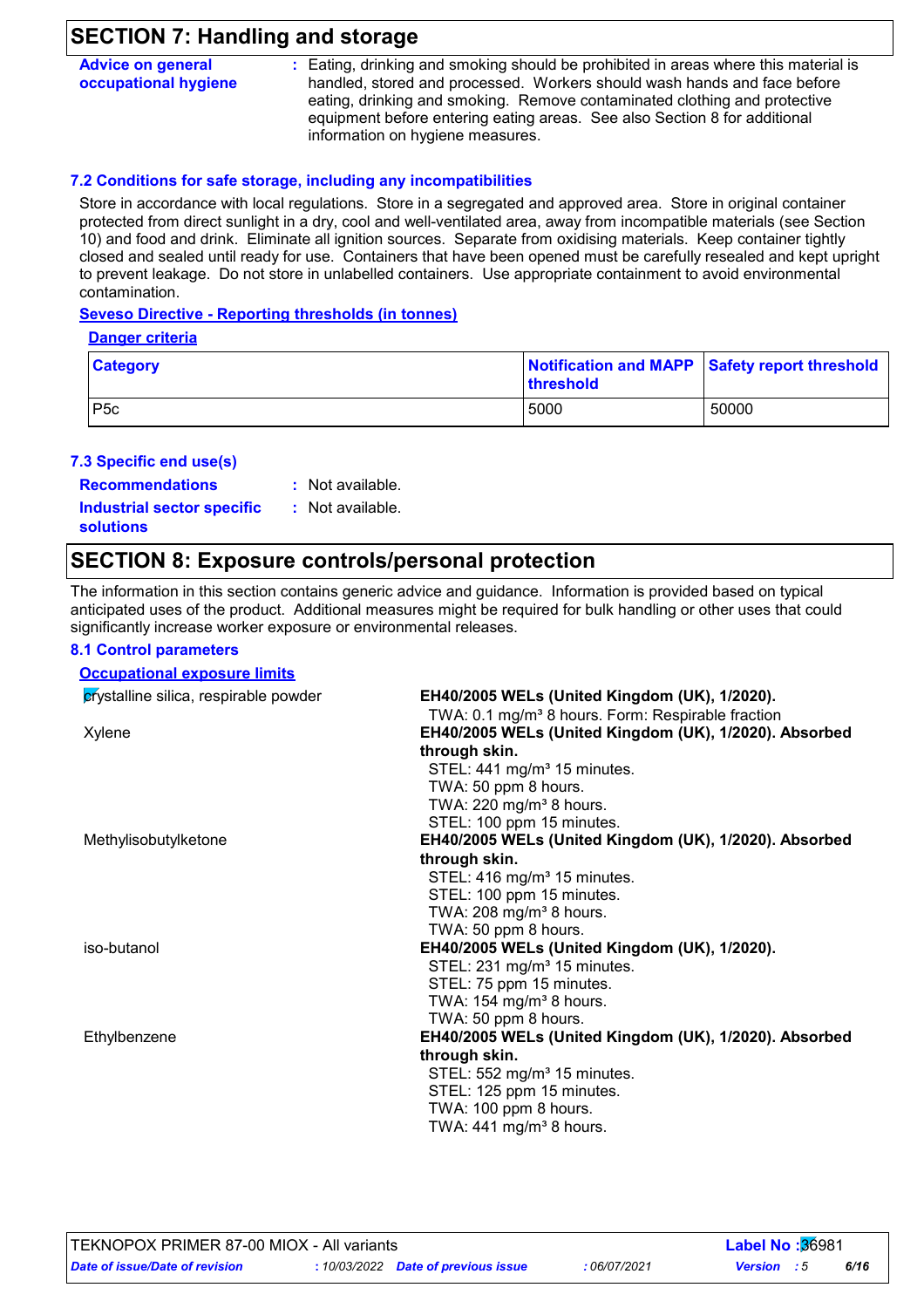## SECTION 7: Handling and storage

**Advice on general occupational hygiene** : Eating, drinking and smoking should be prohibited in areas where this material is handled, stored and processed. Workers should wash hands and face before eating, drinking and smoking. Remove contaminated clothing and protective equipment before entering eating areas. See also Section 8 for additional information on hygiene measures.

### 7.2 Conditions for safe storage, including any incompatibilities

Store in accordance with local regulations. Store in a segregated and approved area. Store in original container protected from direct sunlight in a dry, cool and well-ventilated area, away from incompatible materials (see Section 10) and food and drink. Eliminate all ignition sources. Separate from oxidising materials. Keep container tightly closed and sealed until ready for use. Containers that have been opened must be carefully resealed and kept upright to prevent leakage. Do not store in unlabelled containers. Use appropriate containment to avoid environmental contamination.

**Seveso Directive - Reporting thresholds (in tonnes)**

**Danger criteria**

| Category | Notification and MAPP threshold | Safety report threshold |
|---|---|---|
| P5c | 5000 | 50000 |

### 7.3 Specific end use(s)

**Recommendations** : Not available.

**Industrial sector specific solutions** : Not available.

## SECTION 8: Exposure controls/personal protection

The information in this section contains generic advice and guidance. Information is provided based on typical anticipated uses of the product. Additional measures might be required for bulk handling or other uses that could significantly increase worker exposure or environmental releases.

### 8.1 Control parameters

**Occupational exposure limits**

crystalline silica, respirable powder — **EH40/2005 WELs (United Kingdom (UK), 1/2020).**
TWA: 0.1 mg/m³ 8 hours. Form: Respirable fraction

Xylene — **EH40/2005 WELs (United Kingdom (UK), 1/2020). Absorbed through skin.**
STEL: 441 mg/m³ 15 minutes.
TWA: 50 ppm 8 hours.
TWA: 220 mg/m³ 8 hours.
STEL: 100 ppm 15 minutes.

Methylisobutylketone — **EH40/2005 WELs (United Kingdom (UK), 1/2020). Absorbed through skin.**
STEL: 416 mg/m³ 15 minutes.
STEL: 100 ppm 15 minutes.
TWA: 208 mg/m³ 8 hours.
TWA: 50 ppm 8 hours.

iso-butanol — **EH40/2005 WELs (United Kingdom (UK), 1/2020).**
STEL: 231 mg/m³ 15 minutes.
STEL: 75 ppm 15 minutes.
TWA: 154 mg/m³ 8 hours.
TWA: 50 ppm 8 hours.

Ethylbenzene — **EH40/2005 WELs (United Kingdom (UK), 1/2020). Absorbed through skin.**
STEL: 552 mg/m³ 15 minutes.
STEL: 125 ppm 15 minutes.
TWA: 100 ppm 8 hours.
TWA: 441 mg/m³ 8 hours.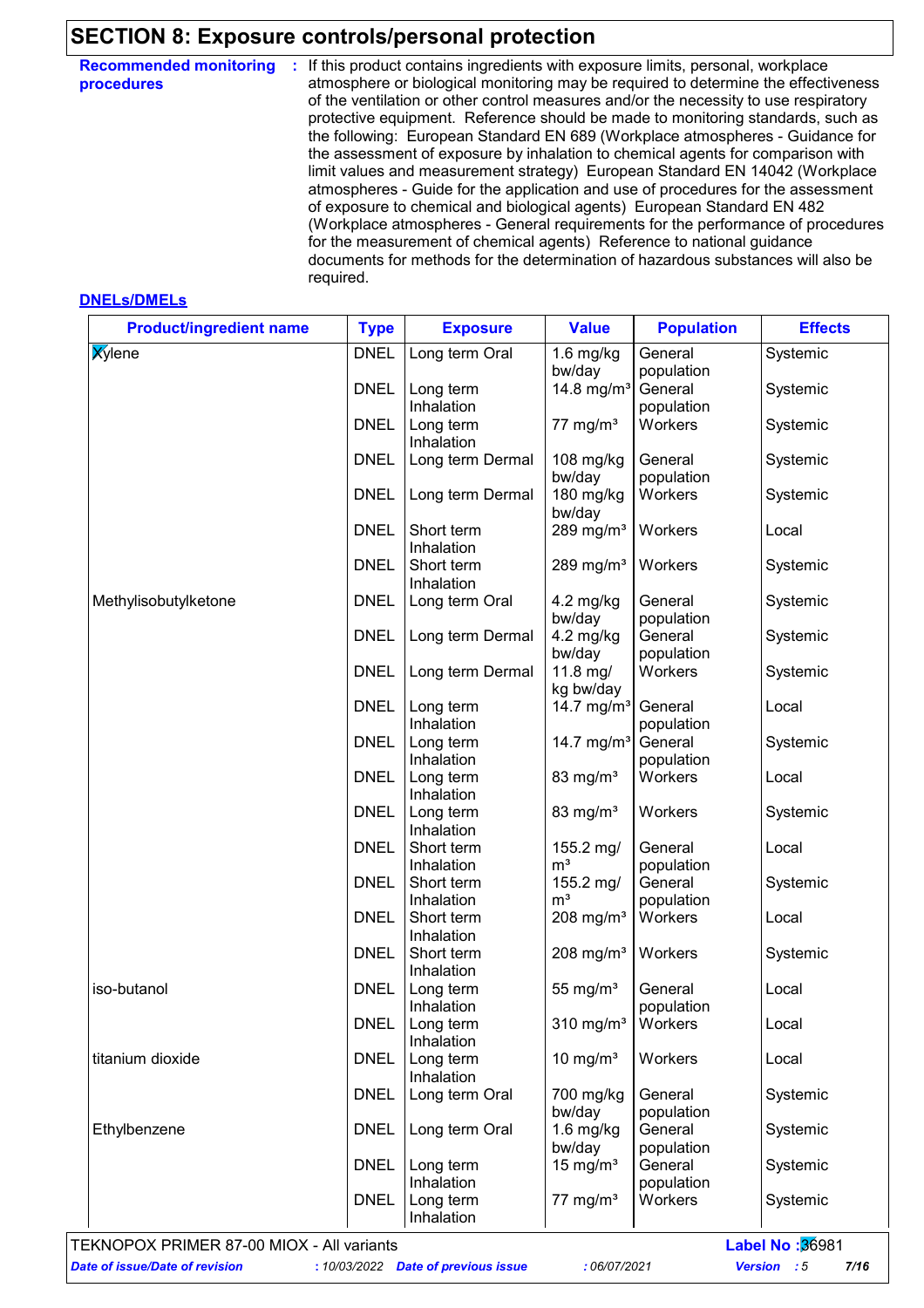## SECTION 8: Exposure controls/personal protection

**Recommended monitoring procedures** : If this product contains ingredients with exposure limits, personal, workplace atmosphere or biological monitoring may be required to determine the effectiveness of the ventilation or other control measures and/or the necessity to use respiratory protective equipment. Reference should be made to monitoring standards, such as the following: European Standard EN 689 (Workplace atmospheres - Guidance for the assessment of exposure by inhalation to chemical agents for comparison with limit values and measurement strategy) European Standard EN 14042 (Workplace atmospheres - Guide for the application and use of procedures for the assessment of exposure to chemical and biological agents) European Standard EN 482 (Workplace atmospheres - General requirements for the performance of procedures for the measurement of chemical agents) Reference to national guidance documents for methods for the determination of hazardous substances will also be required.

**DNELs/DMELs**

| Product/ingredient name | Type | Exposure | Value | Population | Effects |
|---|---|---|---|---|---|
| Xylene | DNEL | Long term Oral | 1.6 mg/kg bw/day | General population | Systemic |
| | DNEL | Long term Inhalation | 14.8 mg/m³ | General population | Systemic |
| | DNEL | Long term Inhalation | 77 mg/m³ | Workers | Systemic |
| | DNEL | Long term Dermal | 108 mg/kg bw/day | General population | Systemic |
| | DNEL | Long term Dermal | 180 mg/kg bw/day | Workers | Systemic |
| | DNEL | Short term Inhalation | 289 mg/m³ | Workers | Local |
| | DNEL | Short term Inhalation | 289 mg/m³ | Workers | Systemic |
| Methylisobutylketone | DNEL | Long term Oral | 4.2 mg/kg bw/day | General population | Systemic |
| | DNEL | Long term Dermal | 4.2 mg/kg bw/day | General population | Systemic |
| | DNEL | Long term Dermal | 11.8 mg/kg bw/day | Workers | Systemic |
| | DNEL | Long term Inhalation | 14.7 mg/m³ | General population | Local |
| | DNEL | Long term Inhalation | 14.7 mg/m³ | General population | Systemic |
| | DNEL | Long term Inhalation | 83 mg/m³ | Workers | Local |
| | DNEL | Long term Inhalation | 83 mg/m³ | Workers | Systemic |
| | DNEL | Short term Inhalation | 155.2 mg/m³ | General population | Local |
| | DNEL | Short term Inhalation | 155.2 mg/m³ | General population | Systemic |
| | DNEL | Short term Inhalation | 208 mg/m³ | Workers | Local |
| | DNEL | Short term Inhalation | 208 mg/m³ | Workers | Systemic |
| iso-butanol | DNEL | Long term Inhalation | 55 mg/m³ | General population | Local |
| | DNEL | Long term Inhalation | 310 mg/m³ | Workers | Local |
| titanium dioxide | DNEL | Long term Inhalation | 10 mg/m³ | Workers | Local |
| | DNEL | Long term Oral | 700 mg/kg bw/day | General population | Systemic |
| Ethylbenzene | DNEL | Long term Oral | 1.6 mg/kg bw/day | General population | Systemic |
| | DNEL | Long term Inhalation | 15 mg/m³ | General population | Systemic |
| | DNEL | Long term Inhalation | 77 mg/m³ | Workers | Systemic |

TEKNOPOX PRIMER 87-00 MIOX - All variants — Label No : 36981

*Date of issue/Date of revision* : 10/03/2022 *Date of previous issue* : 06/07/2021 *Version* : 5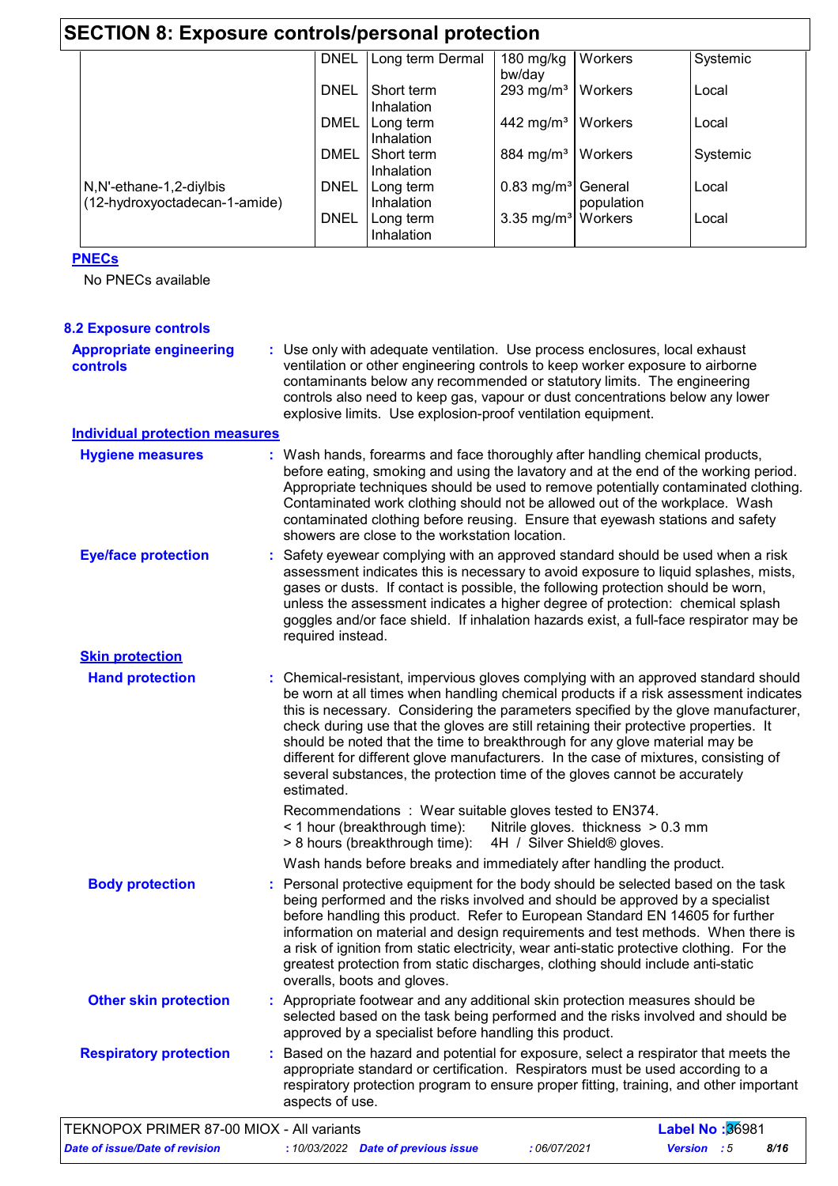## SECTION 8: Exposure controls/personal protection

| | | | | | |
|---|---|---|---|---|---|
| | DNEL | Long term Dermal | 180 mg/kg bw/day | Workers | Systemic |
| | DNEL | Short term Inhalation | 293 mg/m³ | Workers | Local |
| | DMEL | Long term Inhalation | 442 mg/m³ | Workers | Local |
| | DMEL | Short term Inhalation | 884 mg/m³ | Workers | Systemic |
| N,N'-ethane-1,2-diylbis (12-hydroxyoctadecan-1-amide) | DNEL | Long term Inhalation | 0.83 mg/m³ | General population | Local |
| | DNEL | Long term Inhalation | 3.35 mg/m³ | Workers | Local |

**PNECs**

No PNECs available

### 8.2 Exposure controls

**Appropriate engineering controls** : Use only with adequate ventilation. Use process enclosures, local exhaust ventilation or other engineering controls to keep worker exposure to airborne contaminants below any recommended or statutory limits. The engineering controls also need to keep gas, vapour or dust concentrations below any lower explosive limits. Use explosion-proof ventilation equipment.

**Individual protection measures**

**Hygiene measures** : Wash hands, forearms and face thoroughly after handling chemical products, before eating, smoking and using the lavatory and at the end of the working period. Appropriate techniques should be used to remove potentially contaminated clothing. Contaminated work clothing should not be allowed out of the workplace. Wash contaminated clothing before reusing. Ensure that eyewash stations and safety showers are close to the workstation location.

**Eye/face protection** : Safety eyewear complying with an approved standard should be used when a risk assessment indicates this is necessary to avoid exposure to liquid splashes, mists, gases or dusts. If contact is possible, the following protection should be worn, unless the assessment indicates a higher degree of protection: chemical splash goggles and/or face shield. If inhalation hazards exist, a full-face respirator may be required instead.

**Skin protection**

**Hand protection** : Chemical-resistant, impervious gloves complying with an approved standard should be worn at all times when handling chemical products if a risk assessment indicates this is necessary. Considering the parameters specified by the glove manufacturer, check during use that the gloves are still retaining their protective properties. It should be noted that the time to breakthrough for any glove material may be different for different glove manufacturers. In the case of mixtures, consisting of several substances, the protection time of the gloves cannot be accurately estimated.

Recommendations : Wear suitable gloves tested to EN374.
< 1 hour (breakthrough time): Nitrile gloves. thickness > 0.3 mm
> 8 hours (breakthrough time): 4H / Silver Shield® gloves.

Wash hands before breaks and immediately after handling the product.

**Body protection** : Personal protective equipment for the body should be selected based on the task being performed and the risks involved and should be approved by a specialist before handling this product. Refer to European Standard EN 14605 for further information on material and design requirements and test methods. When there is a risk of ignition from static electricity, wear anti-static protective clothing. For the greatest protection from static discharges, clothing should include anti-static overalls, boots and gloves.

**Other skin protection** : Appropriate footwear and any additional skin protection measures should be selected based on the task being performed and the risks involved and should be approved by a specialist before handling this product.

**Respiratory protection** : Based on the hazard and potential for exposure, select a respirator that meets the appropriate standard or certification. Respirators must be used according to a respiratory protection program to ensure proper fitting, training, and other important aspects of use.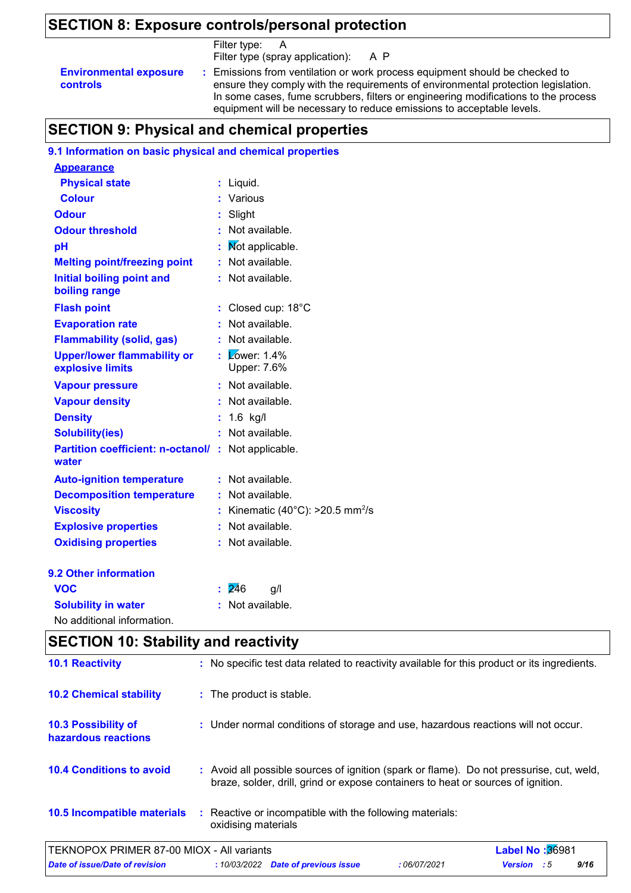## SECTION 8: Exposure controls/personal protection

Filter type: A
Filter type (spray application): A P

| | |
|---|---|
| **Environmental exposure controls** | Emissions from ventilation or work process equipment should be checked to ensure they comply with the requirements of environmental protection legislation. In some cases, fume scrubbers, filters or engineering modifications to the process equipment will be necessary to reduce emissions to acceptable levels. |

## SECTION 9: Physical and chemical properties

### 9.1 Information on basic physical and chemical properties

**Appearance**

| | |
|---|---|
| **Physical state** | Liquid. |
| **Colour** | Various |
| **Odour** | Slight |
| **Odour threshold** | Not available. |
| **pH** | Not applicable. |
| **Melting point/freezing point** | Not available. |
| **Initial boiling point and boiling range** | Not available. |
| **Flash point** | Closed cup: 18°C |
| **Evaporation rate** | Not available. |
| **Flammability (solid, gas)** | Not available. |
| **Upper/lower flammability or explosive limits** | Lower: 1.4%<br>Upper: 7.6% |
| **Vapour pressure** | Not available. |
| **Vapour density** | Not available. |
| **Density** | 1.6 kg/l |
| **Solubility(ies)** | Not available. |
| **Partition coefficient: n-octanol/ water** | Not applicable. |
| **Auto-ignition temperature** | Not available. |
| **Decomposition temperature** | Not available. |
| **Viscosity** | Kinematic (40°C): >20.5 $mm^2/s$ |
| **Explosive properties** | Not available. |
| **Oxidising properties** | Not available. |

### 9.2 Other information

| | |
|---|---|
| **VOC** | 246 g/l |
| **Solubility in water** | Not available. |

No additional information.

## SECTION 10: Stability and reactivity

| | |
|---|---|
| **10.1 Reactivity** | No specific test data related to reactivity available for this product or its ingredients. |
| **10.2 Chemical stability** | The product is stable. |
| **10.3 Possibility of hazardous reactions** | Under normal conditions of storage and use, hazardous reactions will not occur. |
| **10.4 Conditions to avoid** | Avoid all possible sources of ignition (spark or flame). Do not pressurise, cut, weld, braze, solder, drill, grind or expose containers to heat or sources of ignition. |
| **10.5 Incompatible materials** | Reactive or incompatible with the following materials:<br>oxidising materials |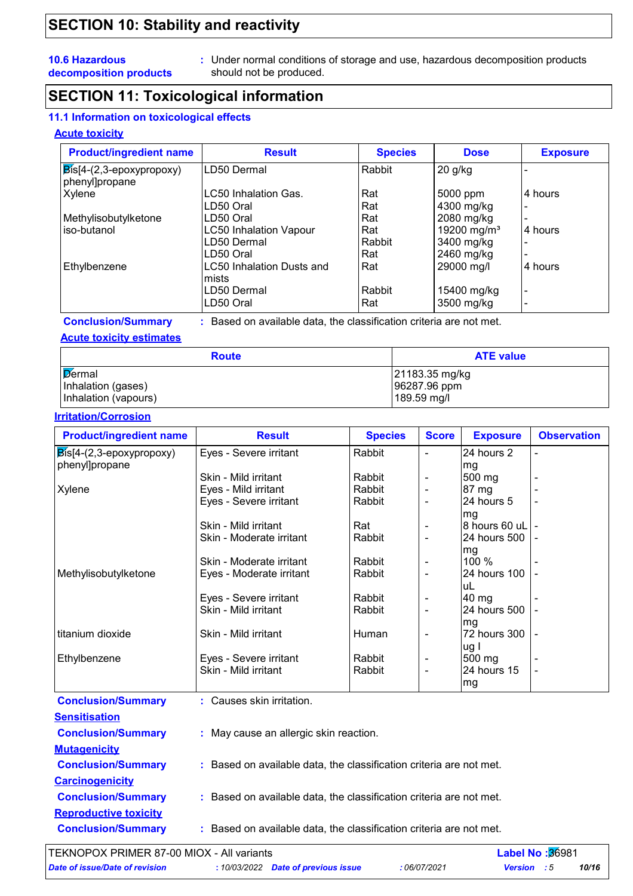## SECTION 10: Stability and reactivity

**10.6 Hazardous decomposition products** : Under normal conditions of storage and use, hazardous decomposition products should not be produced.

## SECTION 11: Toxicological information

### 11.1 Information on toxicological effects

**Acute toxicity**

| Product/ingredient name | Result | Species | Dose | Exposure |
|---|---|---|---|---|
| Bis[4-(2,3-epoxypropoxy) phenyl]propane | LD50 Dermal | Rabbit | 20 g/kg | - |
| Xylene | LC50 Inhalation Gas. | Rat | 5000 ppm | 4 hours |
| | LD50 Oral | Rat | 4300 mg/kg | - |
| Methylisobutylketone | LD50 Oral | Rat | 2080 mg/kg | - |
| iso-butanol | LC50 Inhalation Vapour | Rat | 19200 mg/m³ | 4 hours |
| | LD50 Dermal | Rabbit | 3400 mg/kg | - |
| | LD50 Oral | Rat | 2460 mg/kg | - |
| Ethylbenzene | LC50 Inhalation Dusts and mists | Rat | 29000 mg/l | 4 hours |
| | LD50 Dermal | Rabbit | 15400 mg/kg | - |
| | LD50 Oral | Rat | 3500 mg/kg | - |

**Conclusion/Summary** : Based on available data, the classification criteria are not met.

**Acute toxicity estimates**

| Route | ATE value |
|---|---|
| Dermal | 21183.35 mg/kg |
| Inhalation (gases) | 96287.96 ppm |
| Inhalation (vapours) | 189.59 mg/l |

**Irritation/Corrosion**

| Product/ingredient name | Result | Species | Score | Exposure | Observation |
|---|---|---|---|---|---|
| Bis[4-(2,3-epoxypropoxy) phenyl]propane | Eyes - Severe irritant | Rabbit | - | 24 hours 2 mg | - |
| | Skin - Mild irritant | Rabbit | - | 500 mg | - |
| Xylene | Eyes - Mild irritant | Rabbit | - | 87 mg | - |
| | Eyes - Severe irritant | Rabbit | - | 24 hours 5 mg | - |
| | Skin - Mild irritant | Rat | - | 8 hours 60 uL | - |
| | Skin - Moderate irritant | Rabbit | - | 24 hours 500 mg | - |
| | Skin - Moderate irritant | Rabbit | - | 100 % | - |
| Methylisobutylketone | Eyes - Moderate irritant | Rabbit | - | 24 hours 100 uL | - |
| | Eyes - Severe irritant | Rabbit | - | 40 mg | - |
| | Skin - Mild irritant | Rabbit | - | 24 hours 500 mg | - |
| titanium dioxide | Skin - Mild irritant | Human | - | 72 hours 300 ug I | - |
| Ethylbenzene | Eyes - Severe irritant | Rabbit | - | 500 mg | - |
| | Skin - Mild irritant | Rabbit | - | 24 hours 15 mg | - |

**Conclusion/Summary** : Causes skin irritation.

**Sensitisation**

**Conclusion/Summary** : May cause an allergic skin reaction.

**Mutagenicity**

**Conclusion/Summary** : Based on available data, the classification criteria are not met.

**Carcinogenicity**

**Conclusion/Summary** : Based on available data, the classification criteria are not met.

**Reproductive toxicity**

**Conclusion/Summary** : Based on available data, the classification criteria are not met.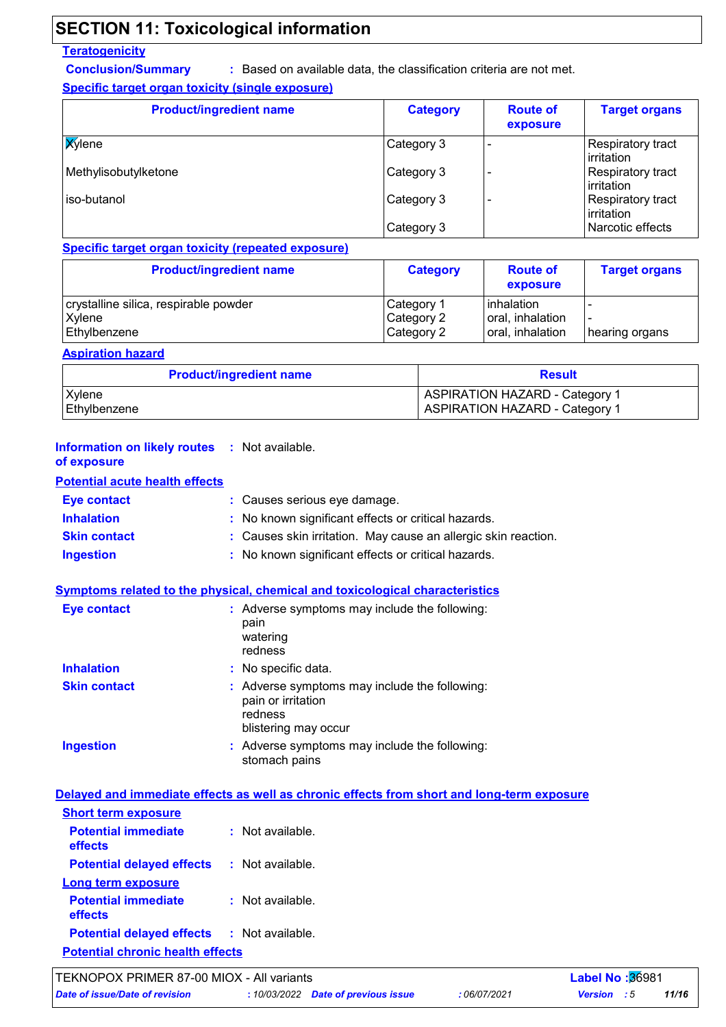## SECTION 11: Toxicological information

**Teratogenicity**

**Conclusion/Summary** : Based on available data, the classification criteria are not met.

**Specific target organ toxicity (single exposure)**

| Product/ingredient name | Category | Route of exposure | Target organs |
|---|---|---|---|
| Xylene | Category 3 | - | Respiratory tract irritation |
| Methylisobutylketone | Category 3 | - | Respiratory tract irritation |
| iso-butanol | Category 3 | - | Respiratory tract irritation |
| | Category 3 | | Narcotic effects |

**Specific target organ toxicity (repeated exposure)**

| Product/ingredient name | Category | Route of exposure | Target organs |
|---|---|---|---|
| crystalline silica, respirable powder | Category 1 | inhalation | - |
| Xylene | Category 2 | oral, inhalation | - |
| Ethylbenzene | Category 2 | oral, inhalation | hearing organs |

**Aspiration hazard**

| Product/ingredient name | Result |
|---|---|
| Xylene | ASPIRATION HAZARD - Category 1 |
| Ethylbenzene | ASPIRATION HAZARD - Category 1 |

**Information on likely routes of exposure** : Not available.

**Potential acute health effects**

**Eye contact** : Causes serious eye damage.

**Inhalation** : No known significant effects or critical hazards.

**Skin contact** : Causes skin irritation. May cause an allergic skin reaction.

**Ingestion** : No known significant effects or critical hazards.

**Symptoms related to the physical, chemical and toxicological characteristics**

**Eye contact** : Adverse symptoms may include the following:
pain
watering
redness

**Inhalation** : No specific data.

**Skin contact** : Adverse symptoms may include the following:
pain or irritation
redness
blistering may occur

**Ingestion** : Adverse symptoms may include the following:
stomach pains

**Delayed and immediate effects as well as chronic effects from short and long-term exposure**

**Short term exposure**

**Potential immediate effects** : Not available.

**Potential delayed effects** : Not available.

**Long term exposure**

**Potential immediate effects** : Not available.

**Potential delayed effects** : Not available.

**Potential chronic health effects**

TEKNOPOX PRIMER 87-00 MIOX - All variants | Label No : 36981

*Date of issue/Date of revision* : 10/03/2022 *Date of previous issue* : 06/07/2021 *Version* : 5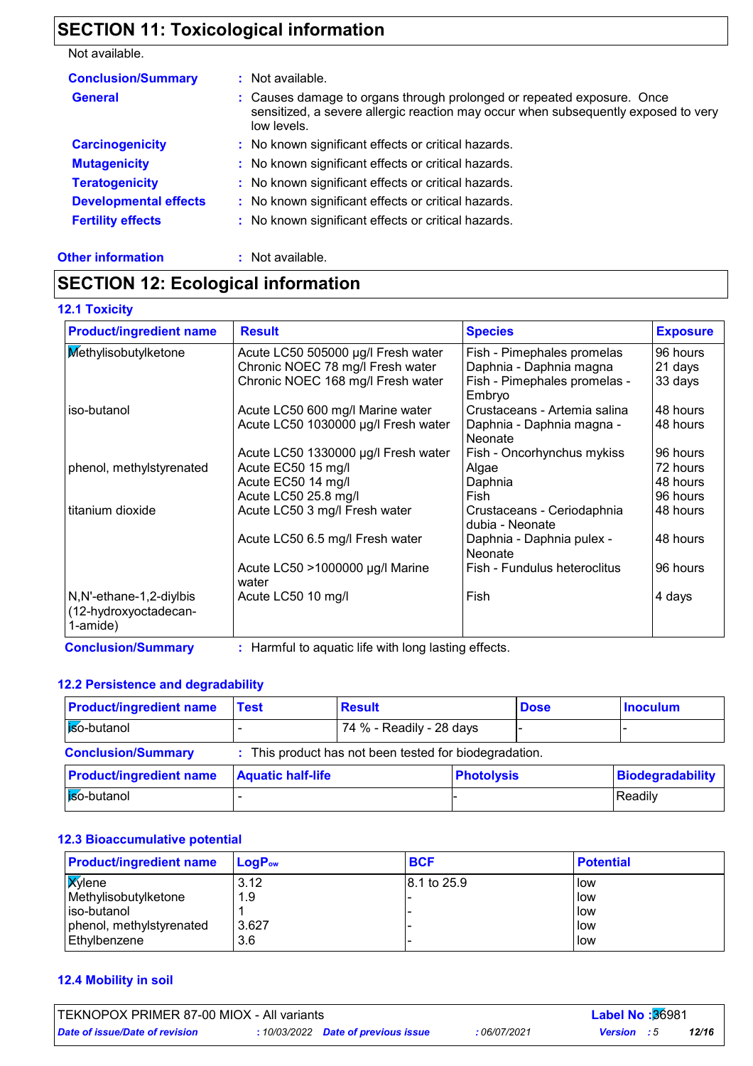## SECTION 11: Toxicological information

Not available.

**Conclusion/Summary** : Not available.

**General** : Causes damage to organs through prolonged or repeated exposure. Once sensitized, a severe allergic reaction may occur when subsequently exposed to very low levels.

**Carcinogenicity** : No known significant effects or critical hazards.

**Mutagenicity** : No known significant effects or critical hazards.

**Teratogenicity** : No known significant effects or critical hazards.

**Developmental effects** : No known significant effects or critical hazards.

**Fertility effects** : No known significant effects or critical hazards.

**Other information** : Not available.

## SECTION 12: Ecological information

### 12.1 Toxicity

| Product/ingredient name | Result | Species | Exposure |
|---|---|---|---|
| Methylisobutylketone | Acute LC50 505000 µg/l Fresh water | Fish - Pimephales promelas | 96 hours |
| | Chronic NOEC 78 mg/l Fresh water | Daphnia - Daphnia magna | 21 days |
| | Chronic NOEC 168 mg/l Fresh water | Fish - Pimephales promelas - Embryo | 33 days |
| iso-butanol | Acute LC50 600 mg/l Marine water | Crustaceans - Artemia salina | 48 hours |
| | Acute LC50 1030000 µg/l Fresh water | Daphnia - Daphnia magna - Neonate | 48 hours |
| | Acute LC50 1330000 µg/l Fresh water | Fish - Oncorhynchus mykiss | 96 hours |
| phenol, methylstyrenated | Acute EC50 15 mg/l | Algae | 72 hours |
| | Acute EC50 14 mg/l | Daphnia | 48 hours |
| | Acute LC50 25.8 mg/l | Fish | 96 hours |
| titanium dioxide | Acute LC50 3 mg/l Fresh water | Crustaceans - Ceriodaphnia dubia - Neonate | 48 hours |
| | Acute LC50 6.5 mg/l Fresh water | Daphnia - Daphnia pulex - Neonate | 48 hours |
| | Acute LC50 >1000000 µg/l Marine water | Fish - Fundulus heteroclitus | 96 hours |
| N,N'-ethane-1,2-diylbis (12-hydroxyoctadecan-1-amide) | Acute LC50 10 mg/l | Fish | 4 days |

**Conclusion/Summary** : Harmful to aquatic life with long lasting effects.

### 12.2 Persistence and degradability

| Product/ingredient name | Test | Result | Dose | Inoculum |
|---|---|---|---|---|
| iso-butanol | - | 74 % - Readily - 28 days | - | - |

**Conclusion/Summary** : This product has not been tested for biodegradation.

| Product/ingredient name | Aquatic half-life | Photolysis | Biodegradability |
|---|---|---|---|
| iso-butanol | - | - | Readily |

### 12.3 Bioaccumulative potential

| Product/ingredient name | $LogP_{ow}$ | BCF | Potential |
|---|---|---|---|
| Xylene | 3.12 | 8.1 to 25.9 | low |
| Methylisobutylketone | 1.9 | - | low |
| iso-butanol | 1 | - | low |
| phenol, methylstyrenated | 3.627 | - | low |
| Ethylbenzene | 3.6 | - | low |

### 12.4 Mobility in soil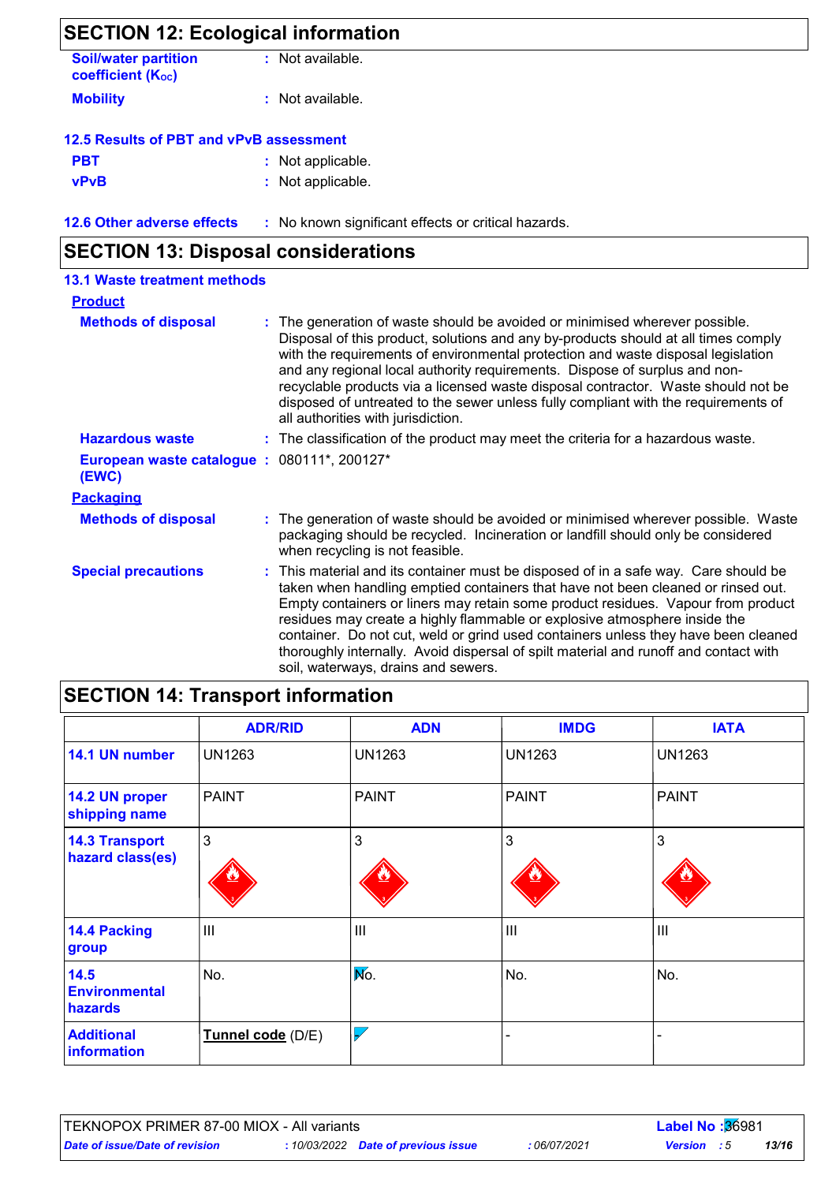## SECTION 12: Ecological information

**Soil/water partition coefficient ($K_{OC}$)** : Not available.

**Mobility** : Not available.

### 12.5 Results of PBT and vPvB assessment

**PBT** : Not applicable.

**vPvB** : Not applicable.

**12.6 Other adverse effects** : No known significant effects or critical hazards.

## SECTION 13: Disposal considerations

### 13.1 Waste treatment methods

**Product**

**Methods of disposal** : The generation of waste should be avoided or minimised wherever possible. Disposal of this product, solutions and any by-products should at all times comply with the requirements of environmental protection and waste disposal legislation and any regional local authority requirements. Dispose of surplus and non-recyclable products via a licensed waste disposal contractor. Waste should not be disposed of untreated to the sewer unless fully compliant with the requirements of all authorities with jurisdiction.

**Hazardous waste** : The classification of the product may meet the criteria for a hazardous waste.

**European waste catalogue (EWC)** : 080111*, 200127*

**Packaging**

**Methods of disposal** : The generation of waste should be avoided or minimised wherever possible. Waste packaging should be recycled. Incineration or landfill should only be considered when recycling is not feasible.

**Special precautions** : This material and its container must be disposed of in a safe way. Care should be taken when handling emptied containers that have not been cleaned or rinsed out. Empty containers or liners may retain some product residues. Vapour from product residues may create a highly flammable or explosive atmosphere inside the container. Do not cut, weld or grind used containers unless they have been cleaned thoroughly internally. Avoid dispersal of spilt material and runoff and contact with soil, waterways, drains and sewers.

## SECTION 14: Transport information

| | ADR/RID | ADN | IMDG | IATA |
|---|---|---|---|---|
| **14.1 UN number** | UN1263 | UN1263 | UN1263 | UN1263 |
| **14.2 UN proper shipping name** | PAINT | PAINT | PAINT | PAINT |
| **14.3 Transport hazard class(es)** | 3 | 3 | 3 | 3 |
| **14.4 Packing group** | III | III | III | III |
| **14.5 Environmental hazards** | No. | No. | No. | No. |
| **Additional information** | **Tunnel code** (D/E) | | - | - |

TEKNOPOX PRIMER 87-00 MIOX - All variants | Label No : 36981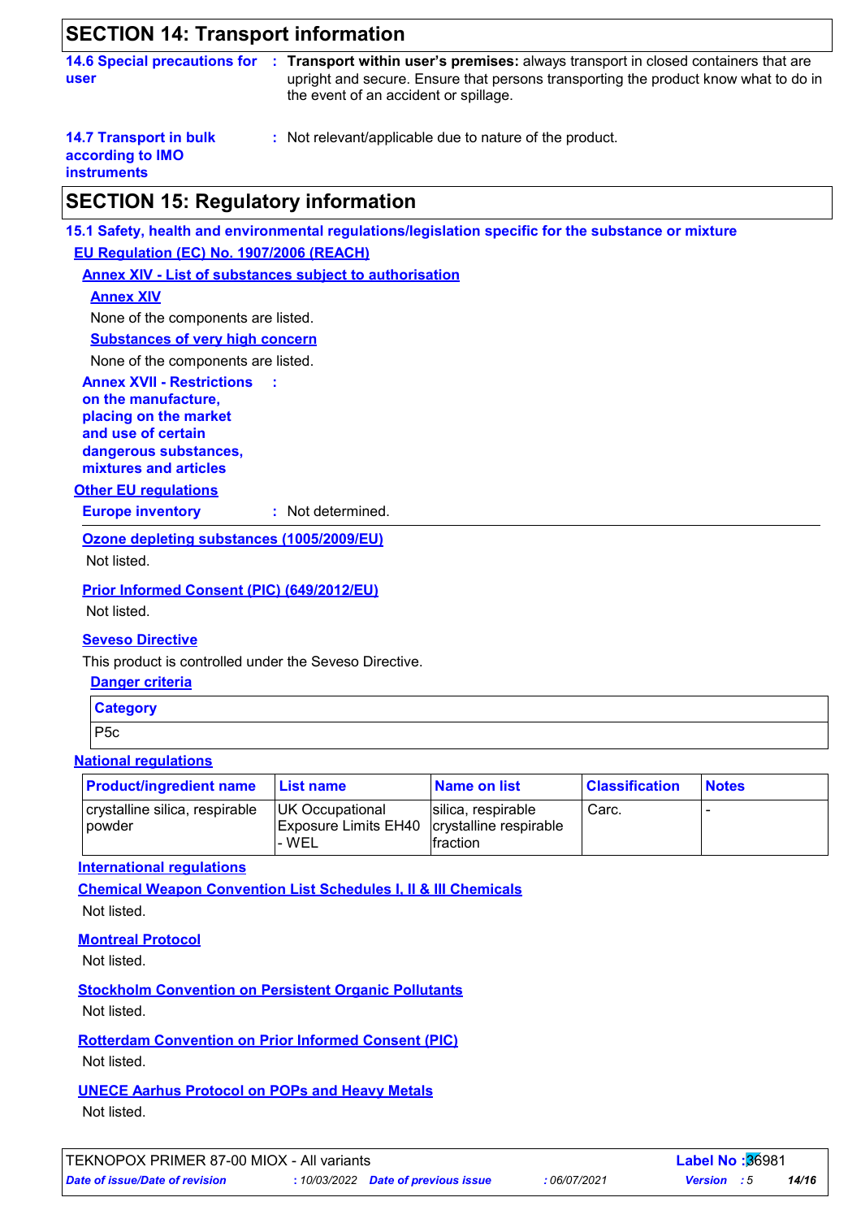## SECTION 14: Transport information

**14.6 Special precautions for user** : **Transport within user's premises:** always transport in closed containers that are upright and secure. Ensure that persons transporting the product know what to do in the event of an accident or spillage.

**14.7 Transport in bulk according to IMO instruments** : Not relevant/applicable due to nature of the product.

## SECTION 15: Regulatory information

### 15.1 Safety, health and environmental regulations/legislation specific for the substance or mixture

**EU Regulation (EC) No. 1907/2006 (REACH)**

**Annex XIV - List of substances subject to authorisation**

**Annex XIV**

None of the components are listed.

**Substances of very high concern**

None of the components are listed.

**Annex XVII - Restrictions on the manufacture, placing on the market and use of certain dangerous substances, mixtures and articles** :

**Other EU regulations**

**Europe inventory** : Not determined.

**Ozone depleting substances (1005/2009/EU)**

Not listed.

**Prior Informed Consent (PIC) (649/2012/EU)**

Not listed.

**Seveso Directive**

This product is controlled under the Seveso Directive.

**Danger criteria**

| Category |
|---|
| P5c |

**National regulations**

| Product/ingredient name | List name | Name on list | Classification | Notes |
|---|---|---|---|---|
| crystalline silica, respirable powder | UK Occupational Exposure Limits EH40 - WEL | silica, respirable crystalline respirable fraction | Carc. | - |

**International regulations**

**Chemical Weapon Convention List Schedules I, II & III Chemicals**

Not listed.

**Montreal Protocol**

Not listed.

**Stockholm Convention on Persistent Organic Pollutants**

Not listed.

**Rotterdam Convention on Prior Informed Consent (PIC)**

Not listed.

**UNECE Aarhus Protocol on POPs and Heavy Metals**

Not listed.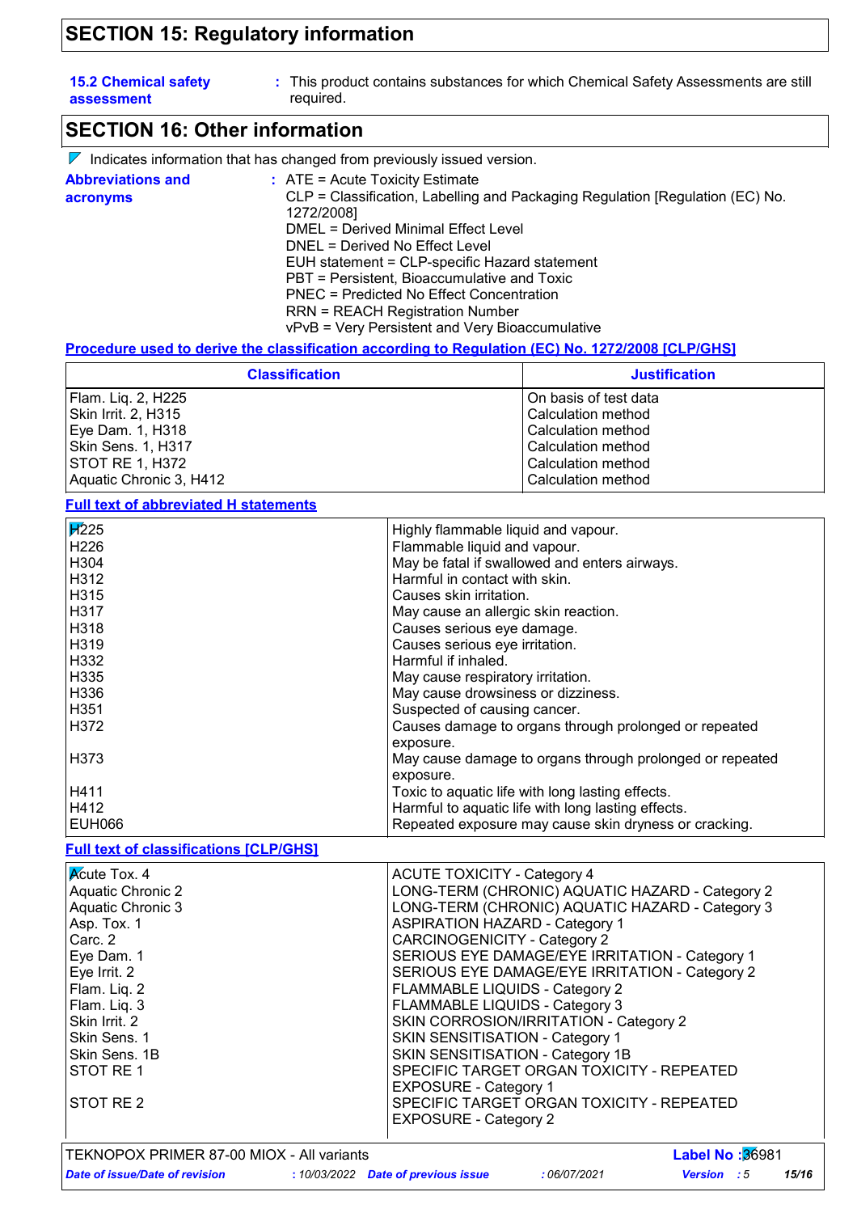## SECTION 15: Regulatory information

**15.2 Chemical safety assessment** : This product contains substances for which Chemical Safety Assessments are still required.

## SECTION 16: Other information

Indicates information that has changed from previously issued version.

**Abbreviations and acronyms** :
ATE = Acute Toxicity Estimate
CLP = Classification, Labelling and Packaging Regulation [Regulation (EC) No. 1272/2008]
DMEL = Derived Minimal Effect Level
DNEL = Derived No Effect Level
EUH statement = CLP-specific Hazard statement
PBT = Persistent, Bioaccumulative and Toxic
PNEC = Predicted No Effect Concentration
RRN = REACH Registration Number
vPvB = Very Persistent and Very Bioaccumulative

**Procedure used to derive the classification according to Regulation (EC) No. 1272/2008 [CLP/GHS]**

| Classification | Justification |
|---|---|
| Flam. Liq. 2, H225 | On basis of test data |
| Skin Irrit. 2, H315 | Calculation method |
| Eye Dam. 1, H318 | Calculation method |
| Skin Sens. 1, H317 | Calculation method |
| STOT RE 1, H372 | Calculation method |
| Aquatic Chronic 3, H412 | Calculation method |

**Full text of abbreviated H statements**

| | |
|---|---|
| H225 | Highly flammable liquid and vapour. |
| H226 | Flammable liquid and vapour. |
| H304 | May be fatal if swallowed and enters airways. |
| H312 | Harmful in contact with skin. |
| H315 | Causes skin irritation. |
| H317 | May cause an allergic skin reaction. |
| H318 | Causes serious eye damage. |
| H319 | Causes serious eye irritation. |
| H332 | Harmful if inhaled. |
| H335 | May cause respiratory irritation. |
| H336 | May cause drowsiness or dizziness. |
| H351 | Suspected of causing cancer. |
| H372 | Causes damage to organs through prolonged or repeated exposure. |
| H373 | May cause damage to organs through prolonged or repeated exposure. |
| H411 | Toxic to aquatic life with long lasting effects. |
| H412 | Harmful to aquatic life with long lasting effects. |
| EUH066 | Repeated exposure may cause skin dryness or cracking. |

**Full text of classifications [CLP/GHS]**

| | |
|---|---|
| Acute Tox. 4 | ACUTE TOXICITY - Category 4 |
| Aquatic Chronic 2 | LONG-TERM (CHRONIC) AQUATIC HAZARD - Category 2 |
| Aquatic Chronic 3 | LONG-TERM (CHRONIC) AQUATIC HAZARD - Category 3 |
| Asp. Tox. 1 | ASPIRATION HAZARD - Category 1 |
| Carc. 2 | CARCINOGENICITY - Category 2 |
| Eye Dam. 1 | SERIOUS EYE DAMAGE/EYE IRRITATION - Category 1 |
| Eye Irrit. 2 | SERIOUS EYE DAMAGE/EYE IRRITATION - Category 2 |
| Flam. Liq. 2 | FLAMMABLE LIQUIDS - Category 2 |
| Flam. Liq. 3 | FLAMMABLE LIQUIDS - Category 3 |
| Skin Irrit. 2 | SKIN CORROSION/IRRITATION - Category 2 |
| Skin Sens. 1 | SKIN SENSITISATION - Category 1 |
| Skin Sens. 1B | SKIN SENSITISATION - Category 1B |
| STOT RE 1 | SPECIFIC TARGET ORGAN TOXICITY - REPEATED EXPOSURE - Category 1 |
| STOT RE 2 | SPECIFIC TARGET ORGAN TOXICITY - REPEATED EXPOSURE - Category 2 |

TEKNOPOX PRIMER 87-00 MIOX - All variants | **Label No** : 36981
*Date of issue/Date of revision* : 10/03/2022 *Date of previous issue* : 06/07/2021 *Version* : 5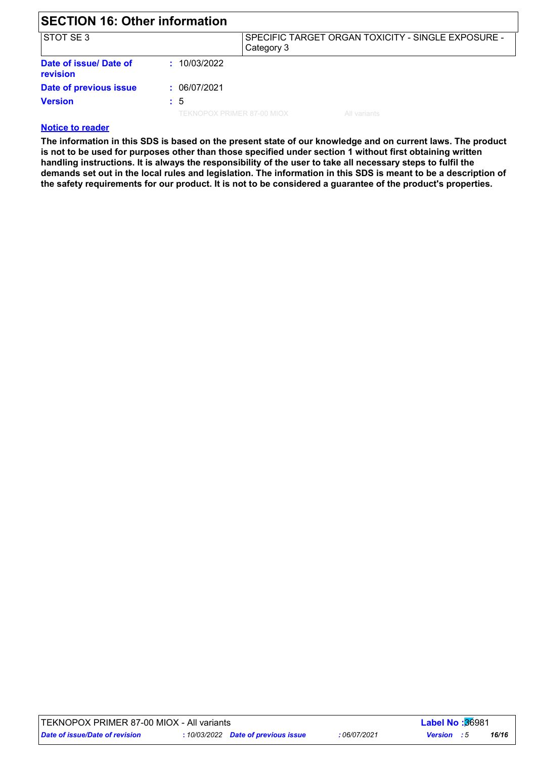## SECTION 16: Other information

| | |
|---|---|
| STOT SE 3 | SPECIFIC TARGET ORGAN TOXICITY - SINGLE EXPOSURE - Category 3 |

**Date of issue/ Date of revision** : 10/03/2022

**Date of previous issue** : 06/07/2021

**Version** : 5

TEKNOPOX PRIMER 87-00 MIOX All variants

**Notice to reader**

**The information in this SDS is based on the present state of our knowledge and on current laws. The product is not to be used for purposes other than those specified under section 1 without first obtaining written handling instructions. It is always the responsibility of the user to take all necessary steps to fulfil the demands set out in the local rules and legislation. The information in this SDS is meant to be a description of the safety requirements for our product. It is not to be considered a guarantee of the product's properties.**